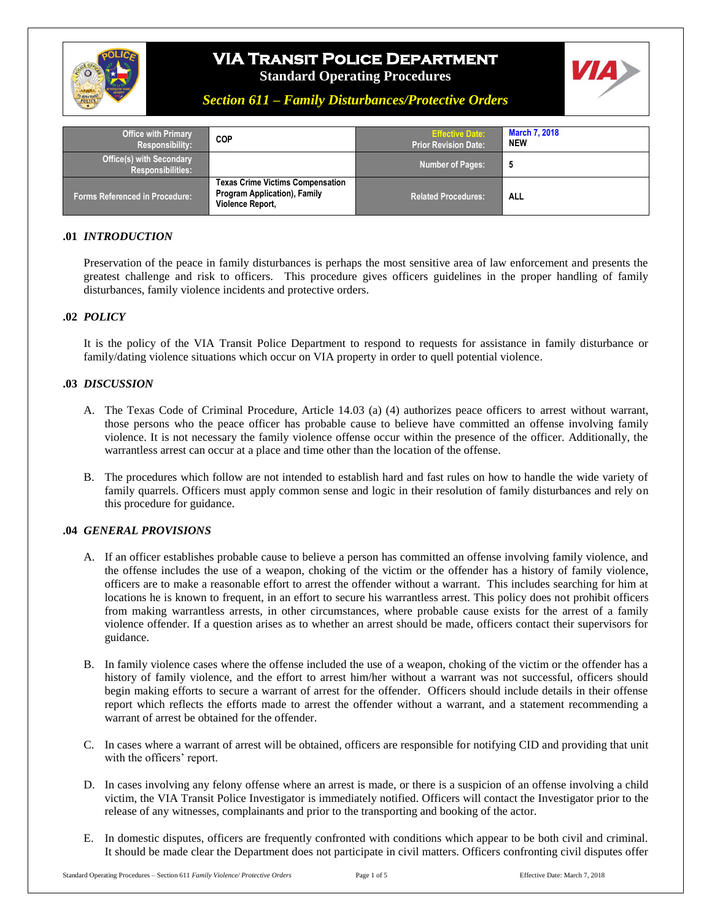# VIA Transit Police Department

**Standard Operating Procedures**

***Section 611 – Family Disturbances/Protective Orders***

| Office with Primary Responsibility: | COP | Effective Date: Prior Revision Date: | March 7, 2018 NEW |
|---|---|---|---|
| Office(s) with Secondary Responsibilities: | | Number of Pages: | 5 |
| Forms Referenced in Procedure: | Texas Crime Victims Compensation Program Application), Family Violence Report, | Related Procedures: | ALL |

## .01 *INTRODUCTION*

Preservation of the peace in family disturbances is perhaps the most sensitive area of law enforcement and presents the greatest challenge and risk to officers. This procedure gives officers guidelines in the proper handling of family disturbances, family violence incidents and protective orders.

## .02 *POLICY*

It is the policy of the VIA Transit Police Department to respond to requests for assistance in family disturbance or family/dating violence situations which occur on VIA property in order to quell potential violence.

## .03 *DISCUSSION*

A. The Texas Code of Criminal Procedure, Article 14.03 (a) (4) authorizes peace officers to arrest without warrant, those persons who the peace officer has probable cause to believe have committed an offense involving family violence. It is not necessary the family violence offense occur within the presence of the officer. Additionally, the warrantless arrest can occur at a place and time other than the location of the offense.

B. The procedures which follow are not intended to establish hard and fast rules on how to handle the wide variety of family quarrels. Officers must apply common sense and logic in their resolution of family disturbances and rely on this procedure for guidance.

## .04 *GENERAL PROVISIONS*

A. If an officer establishes probable cause to believe a person has committed an offense involving family violence, and the offense includes the use of a weapon, choking of the victim or the offender has a history of family violence, officers are to make a reasonable effort to arrest the offender without a warrant. This includes searching for him at locations he is known to frequent, in an effort to secure his warrantless arrest. This policy does not prohibit officers from making warrantless arrests, in other circumstances, where probable cause exists for the arrest of a family violence offender. If a question arises as to whether an arrest should be made, officers contact their supervisors for guidance.

B. In family violence cases where the offense included the use of a weapon, choking of the victim or the offender has a history of family violence, and the effort to arrest him/her without a warrant was not successful, officers should begin making efforts to secure a warrant of arrest for the offender. Officers should include details in their offense report which reflects the efforts made to arrest the offender without a warrant, and a statement recommending a warrant of arrest be obtained for the offender.

C. In cases where a warrant of arrest will be obtained, officers are responsible for notifying CID and providing that unit with the officers' report.

D. In cases involving any felony offense where an arrest is made, or there is a suspicion of an offense involving a child victim, the VIA Transit Police Investigator is immediately notified. Officers will contact the Investigator prior to the release of any witnesses, complainants and prior to the transporting and booking of the actor.

E. In domestic disputes, officers are frequently confronted with conditions which appear to be both civil and criminal. It should be made clear the Department does not participate in civil matters. Officers confronting civil disputes offer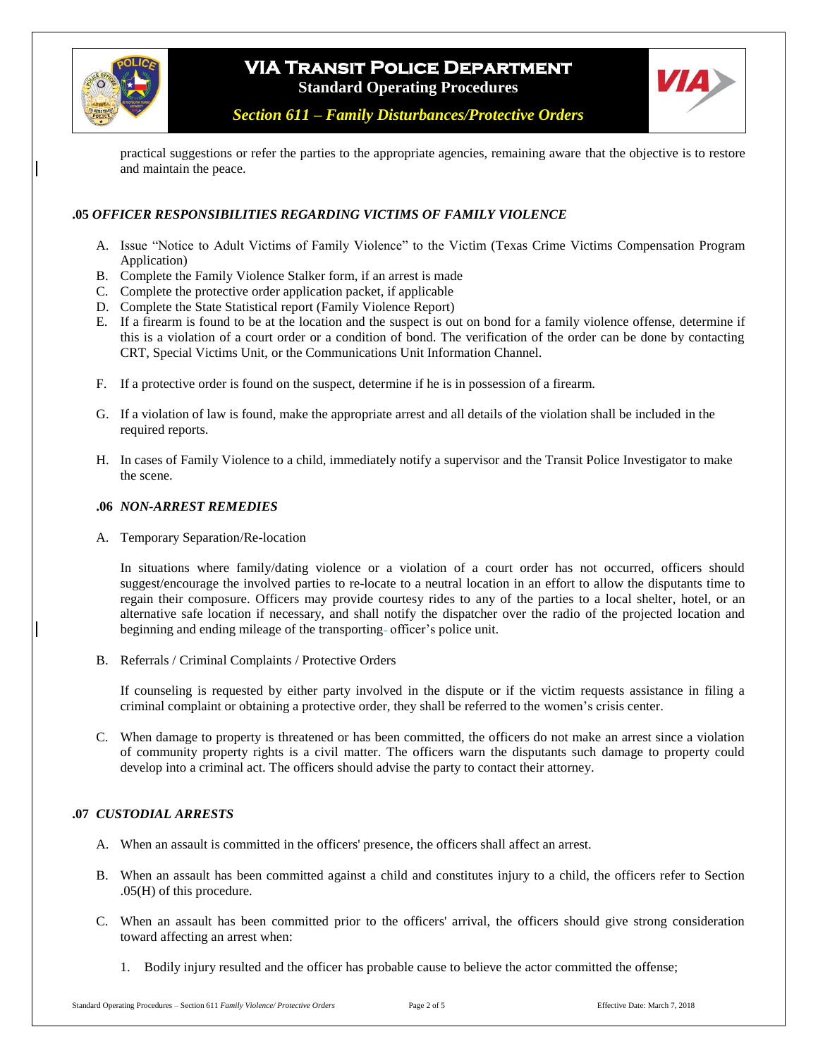practical suggestions or refer the parties to the appropriate agencies, remaining aware that the objective is to restore and maintain the peace.

### .05 *OFFICER RESPONSIBILITIES REGARDING VICTIMS OF FAMILY VIOLENCE*

A. Issue "Notice to Adult Victims of Family Violence" to the Victim (Texas Crime Victims Compensation Program Application)
B. Complete the Family Violence Stalker form, if an arrest is made
C. Complete the protective order application packet, if applicable
D. Complete the State Statistical report (Family Violence Report)
E. If a firearm is found to be at the location and the suspect is out on bond for a family violence offense, determine if this is a violation of a court order or a condition of bond. The verification of the order can be done by contacting CRT, Special Victims Unit, or the Communications Unit Information Channel.

F. If a protective order is found on the suspect, determine if he is in possession of a firearm.

G. If a violation of law is found, make the appropriate arrest and all details of the violation shall be included in the required reports.

H. In cases of Family Violence to a child, immediately notify a supervisor and the Transit Police Investigator to make the scene.

### .06 *NON-ARREST REMEDIES*

A. Temporary Separation/Re-location

In situations where family/dating violence or a violation of a court order has not occurred, officers should suggest/encourage the involved parties to re-locate to a neutral location in an effort to allow the disputants time to regain their composure. Officers may provide courtesy rides to any of the parties to a local shelter, hotel, or an alternative safe location if necessary, and shall notify the dispatcher over the radio of the projected location and beginning and ending mileage of the transporting officer's police unit.

B. Referrals / Criminal Complaints / Protective Orders

If counseling is requested by either party involved in the dispute or if the victim requests assistance in filing a criminal complaint or obtaining a protective order, they shall be referred to the women's crisis center.

C. When damage to property is threatened or has been committed, the officers do not make an arrest since a violation of community property rights is a civil matter. The officers warn the disputants such damage to property could develop into a criminal act. The officers should advise the party to contact their attorney.

### .07 *CUSTODIAL ARRESTS*

A. When an assault is committed in the officers' presence, the officers shall affect an arrest.

B. When an assault has been committed against a child and constitutes injury to a child, the officers refer to Section .05(H) of this procedure.

C. When an assault has been committed prior to the officers' arrival, the officers should give strong consideration toward affecting an arrest when:

1. Bodily injury resulted and the officer has probable cause to believe the actor committed the offense;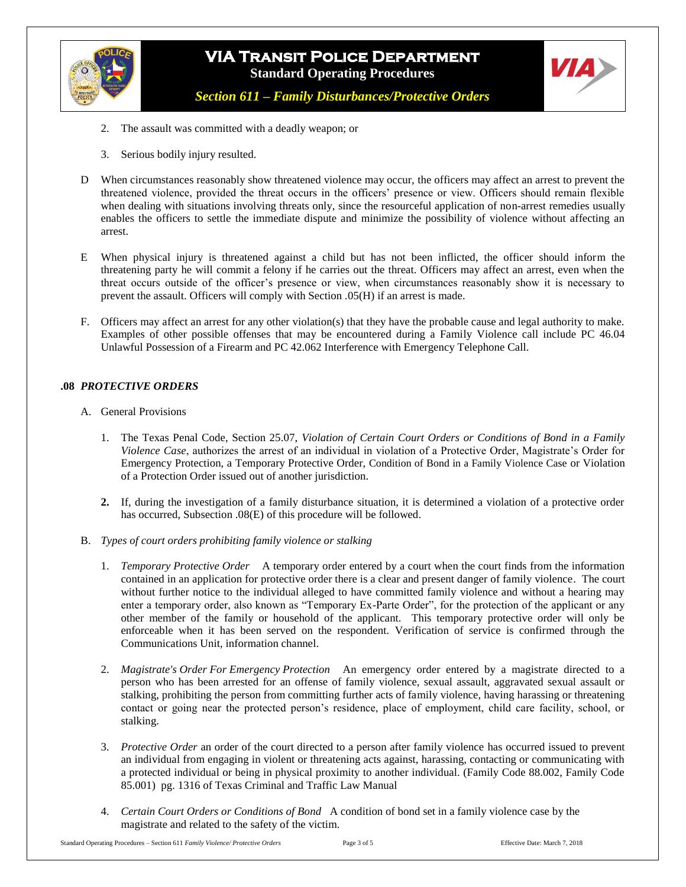2. The assault was committed with a deadly weapon; or

3. Serious bodily injury resulted.

D When circumstances reasonably show threatened violence may occur, the officers may affect an arrest to prevent the threatened violence, provided the threat occurs in the officers' presence or view. Officers should remain flexible when dealing with situations involving threats only, since the resourceful application of non-arrest remedies usually enables the officers to settle the immediate dispute and minimize the possibility of violence without affecting an arrest.

E When physical injury is threatened against a child but has not been inflicted, the officer should inform the threatening party he will commit a felony if he carries out the threat. Officers may affect an arrest, even when the threat occurs outside of the officer's presence or view, when circumstances reasonably show it is necessary to prevent the assault. Officers will comply with Section .05(H) if an arrest is made.

F. Officers may affect an arrest for any other violation(s) that they have the probable cause and legal authority to make. Examples of other possible offenses that may be encountered during a Family Violence call include PC 46.04 Unlawful Possession of a Firearm and PC 42.062 Interference with Emergency Telephone Call.

### .08 *PROTECTIVE ORDERS*

A. General Provisions

1. The Texas Penal Code, Section 25.07, *Violation of Certain Court Orders or Conditions of Bond in a Family Violence Case*, authorizes the arrest of an individual in violation of a Protective Order, Magistrate's Order for Emergency Protection, a Temporary Protective Order, Condition of Bond in a Family Violence Case or Violation of a Protection Order issued out of another jurisdiction.

**2.** If, during the investigation of a family disturbance situation, it is determined a violation of a protective order has occurred, Subsection .08(E) of this procedure will be followed.

B. *Types of court orders prohibiting family violence or stalking*

1. *Temporary Protective Order* A temporary order entered by a court when the court finds from the information contained in an application for protective order there is a clear and present danger of family violence. The court without further notice to the individual alleged to have committed family violence and without a hearing may enter a temporary order, also known as "Temporary Ex-Parte Order", for the protection of the applicant or any other member of the family or household of the applicant. This temporary protective order will only be enforceable when it has been served on the respondent. Verification of service is confirmed through the Communications Unit, information channel.

2. *Magistrate's Order For Emergency Protection* An emergency order entered by a magistrate directed to a person who has been arrested for an offense of family violence, sexual assault, aggravated sexual assault or stalking, prohibiting the person from committing further acts of family violence, having harassing or threatening contact or going near the protected person's residence, place of employment, child care facility, school, or stalking.

3. *Protective Order* an order of the court directed to a person after family violence has occurred issued to prevent an individual from engaging in violent or threatening acts against, harassing, contacting or communicating with a protected individual or being in physical proximity to another individual. (Family Code 88.002, Family Code 85.001) pg. 1316 of Texas Criminal and Traffic Law Manual

4. *Certain Court Orders or Conditions of Bond* A condition of bond set in a family violence case by the magistrate and related to the safety of the victim.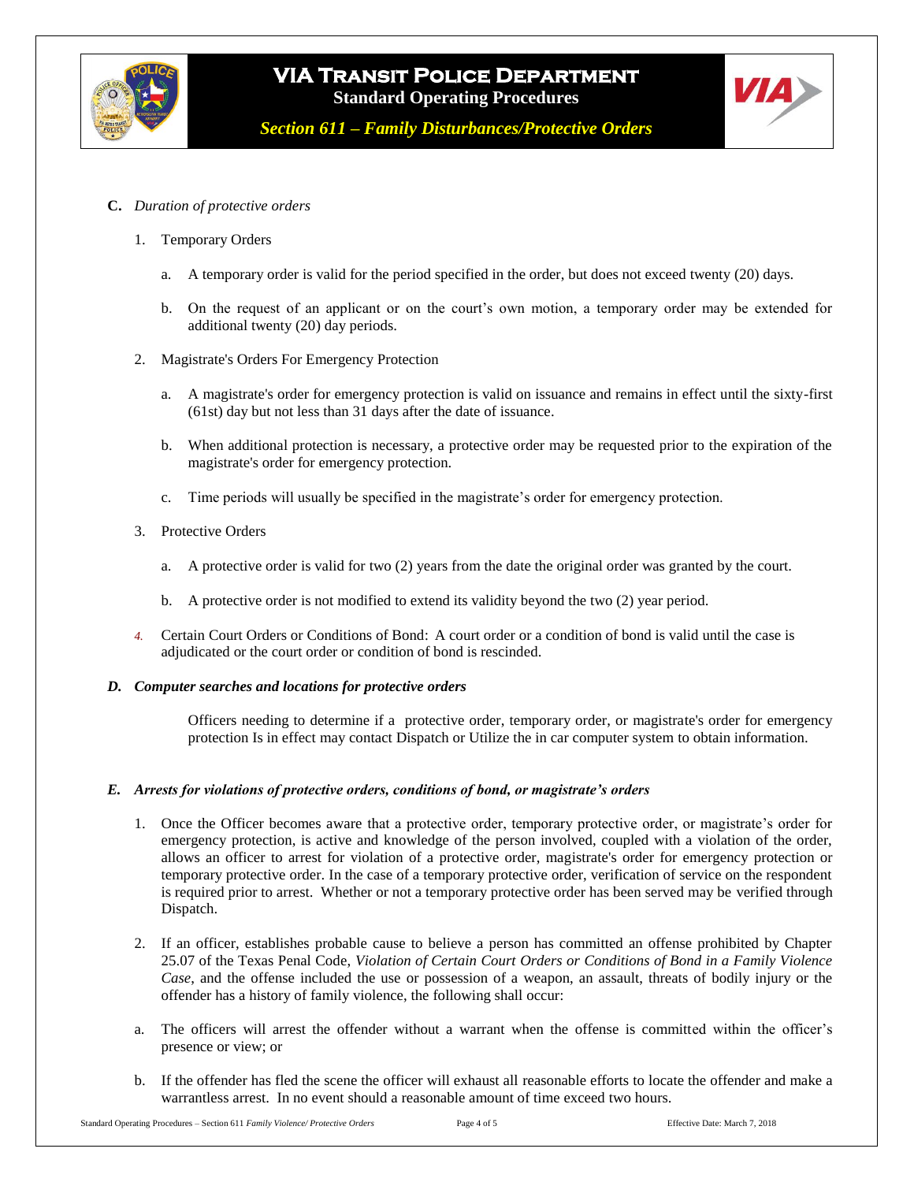**C.** *Duration of protective orders*

1. Temporary Orders

    a. A temporary order is valid for the period specified in the order, but does not exceed twenty (20) days.

    b. On the request of an applicant or on the court's own motion, a temporary order may be extended for additional twenty (20) day periods.

2. Magistrate's Orders For Emergency Protection

    a. A magistrate's order for emergency protection is valid on issuance and remains in effect until the sixty-first (61st) day but not less than 31 days after the date of issuance.

    b. When additional protection is necessary, a protective order may be requested prior to the expiration of the magistrate's order for emergency protection.

    c. Time periods will usually be specified in the magistrate's order for emergency protection.

3. Protective Orders

    a. A protective order is valid for two (2) years from the date the original order was granted by the court.

    b. A protective order is not modified to extend its validity beyond the two (2) year period.

4. Certain Court Orders or Conditions of Bond: A court order or a condition of bond is valid until the case is adjudicated or the court order or condition of bond is rescinded.

***D. Computer searches and locations for protective orders***

Officers needing to determine if a protective order, temporary order, or magistrate's order for emergency protection Is in effect may contact Dispatch or Utilize the in car computer system to obtain information.

***E. Arrests for violations of protective orders, conditions of bond, or magistrate's orders***

1. Once the Officer becomes aware that a protective order, temporary protective order, or magistrate's order for emergency protection, is active and knowledge of the person involved, coupled with a violation of the order, allows an officer to arrest for violation of a protective order, magistrate's order for emergency protection or temporary protective order. In the case of a temporary protective order, verification of service on the respondent is required prior to arrest. Whether or not a temporary protective order has been served may be verified through Dispatch.

2. If an officer, establishes probable cause to believe a person has committed an offense prohibited by Chapter 25.07 of the Texas Penal Code, *Violation of Certain Court Orders or Conditions of Bond in a Family Violence Case*, and the offense included the use or possession of a weapon, an assault, threats of bodily injury or the offender has a history of family violence, the following shall occur:

    a. The officers will arrest the offender without a warrant when the offense is committed within the officer's presence or view; or

    b. If the offender has fled the scene the officer will exhaust all reasonable efforts to locate the offender and make a warrantless arrest. In no event should a reasonable amount of time exceed two hours.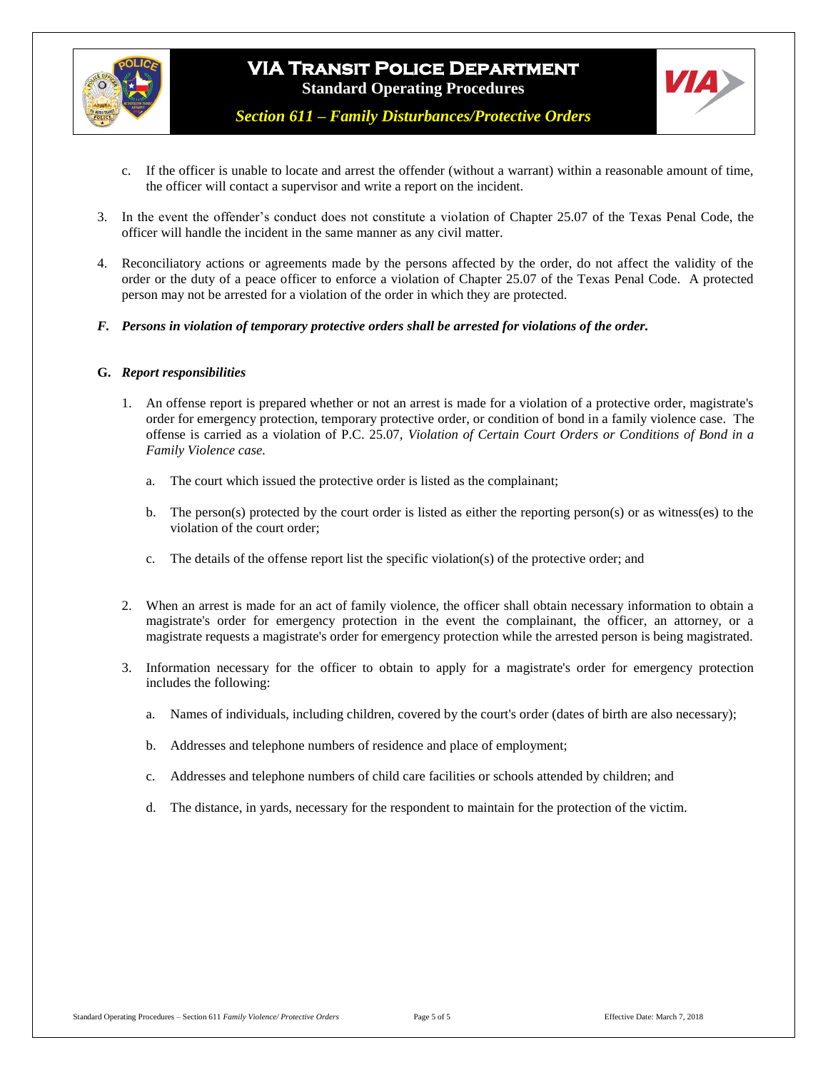c. If the officer is unable to locate and arrest the offender (without a warrant) within a reasonable amount of time, the officer will contact a supervisor and write a report on the incident.

3. In the event the offender's conduct does not constitute a violation of Chapter 25.07 of the Texas Penal Code, the officer will handle the incident in the same manner as any civil matter.

4. Reconciliatory actions or agreements made by the persons affected by the order, do not affect the validity of the order or the duty of a peace officer to enforce a violation of Chapter 25.07 of the Texas Penal Code. A protected person may not be arrested for a violation of the order in which they are protected.

***F. Persons in violation of temporary protective orders shall be arrested for violations of the order.***

**G.** ***Report responsibilities***

1. An offense report is prepared whether or not an arrest is made for a violation of a protective order, magistrate's order for emergency protection, temporary protective order, or condition of bond in a family violence case. The offense is carried as a violation of P.C. 25.07, *Violation of Certain Court Orders or Conditions of Bond in a Family Violence case.*

   a. The court which issued the protective order is listed as the complainant;

   b. The person(s) protected by the court order is listed as either the reporting person(s) or as witness(es) to the violation of the court order;

   c. The details of the offense report list the specific violation(s) of the protective order; and

2. When an arrest is made for an act of family violence, the officer shall obtain necessary information to obtain a magistrate's order for emergency protection in the event the complainant, the officer, an attorney, or a magistrate requests a magistrate's order for emergency protection while the arrested person is being magistrated.

3. Information necessary for the officer to obtain to apply for a magistrate's order for emergency protection includes the following:

   a. Names of individuals, including children, covered by the court's order (dates of birth are also necessary);

   b. Addresses and telephone numbers of residence and place of employment;

   c. Addresses and telephone numbers of child care facilities or schools attended by children; and

   d. The distance, in yards, necessary for the respondent to maintain for the protection of the victim.